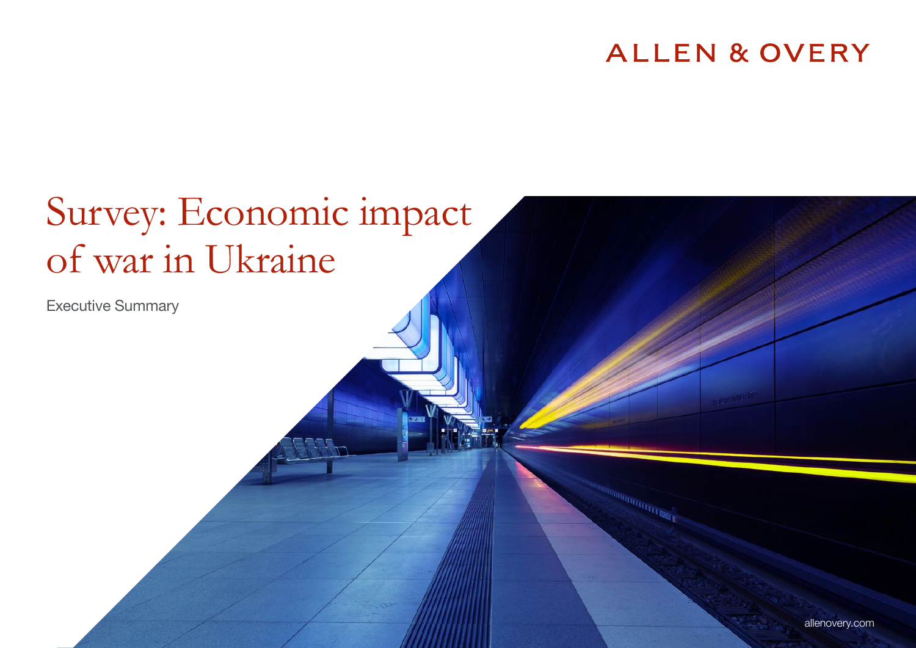ALLEN & OVERY

# Survey: Economic impact of war in Ukraine

Executive Summary

allenovery.com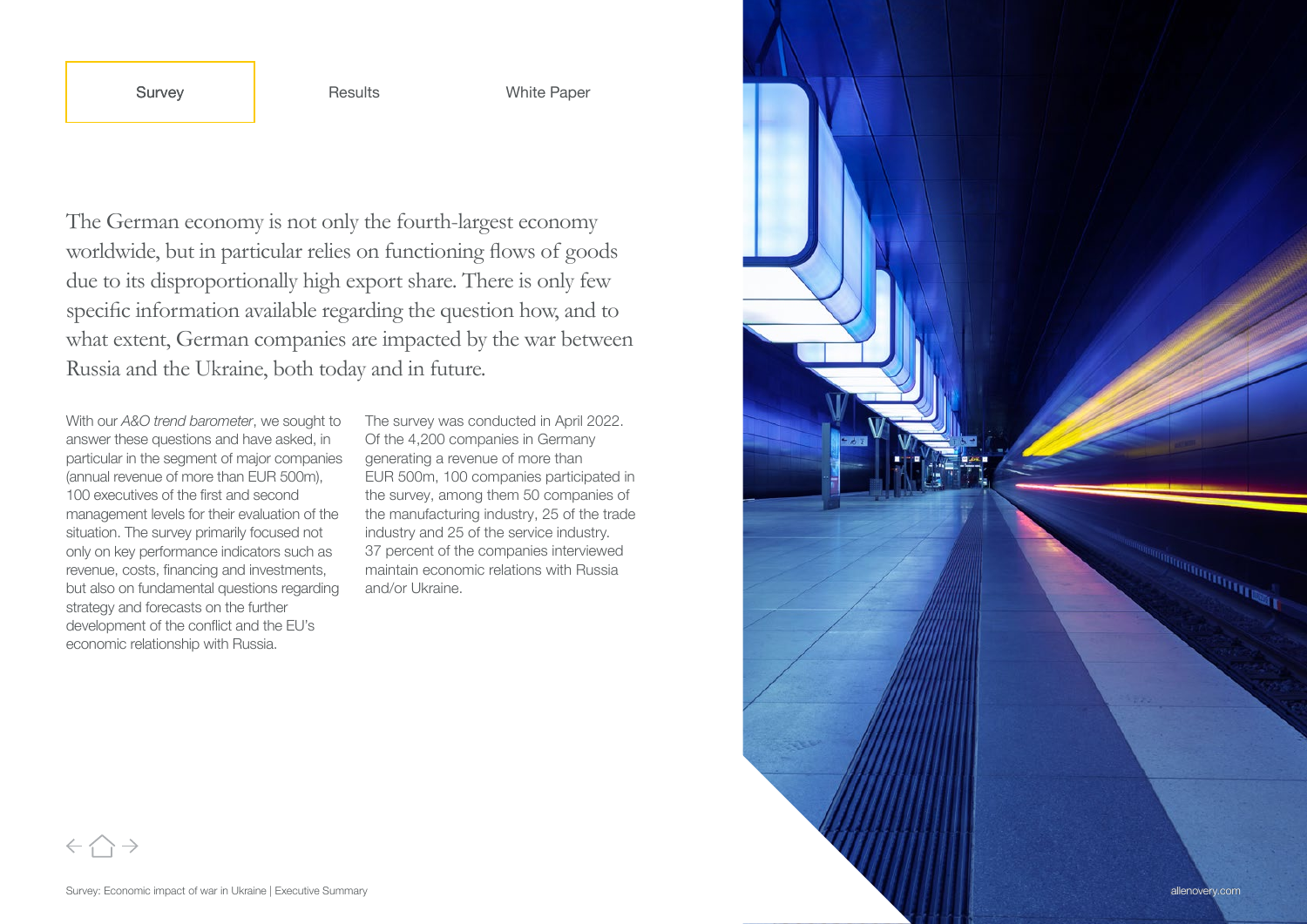Survey | Results | White Paper

The German economy is not only the fourth-largest economy worldwide, but in particular relies on functioning flows of goods due to its disproportionally high export share. There is only few specific information available regarding the question how, and to what extent, German companies are impacted by the war between Russia and the Ukraine, both today and in future.

With our *A&O trend barometer*, we sought to answer these questions and have asked, in particular in the segment of major companies (annual revenue of more than EUR 500m), 100 executives of the first and second management levels for their evaluation of the situation. The survey primarily focused not only on key performance indicators such as revenue, costs, financing and investments, but also on fundamental questions regarding strategy and forecasts on the further development of the conflict and the EU's economic relationship with Russia.

The survey was conducted in April 2022. Of the 4,200 companies in Germany generating a revenue of more than EUR 500m, 100 companies participated in the survey, among them 50 companies of the manufacturing industry, 25 of the trade industry and 25 of the service industry. 37 percent of the companies interviewed maintain economic relations with Russia and/or Ukraine.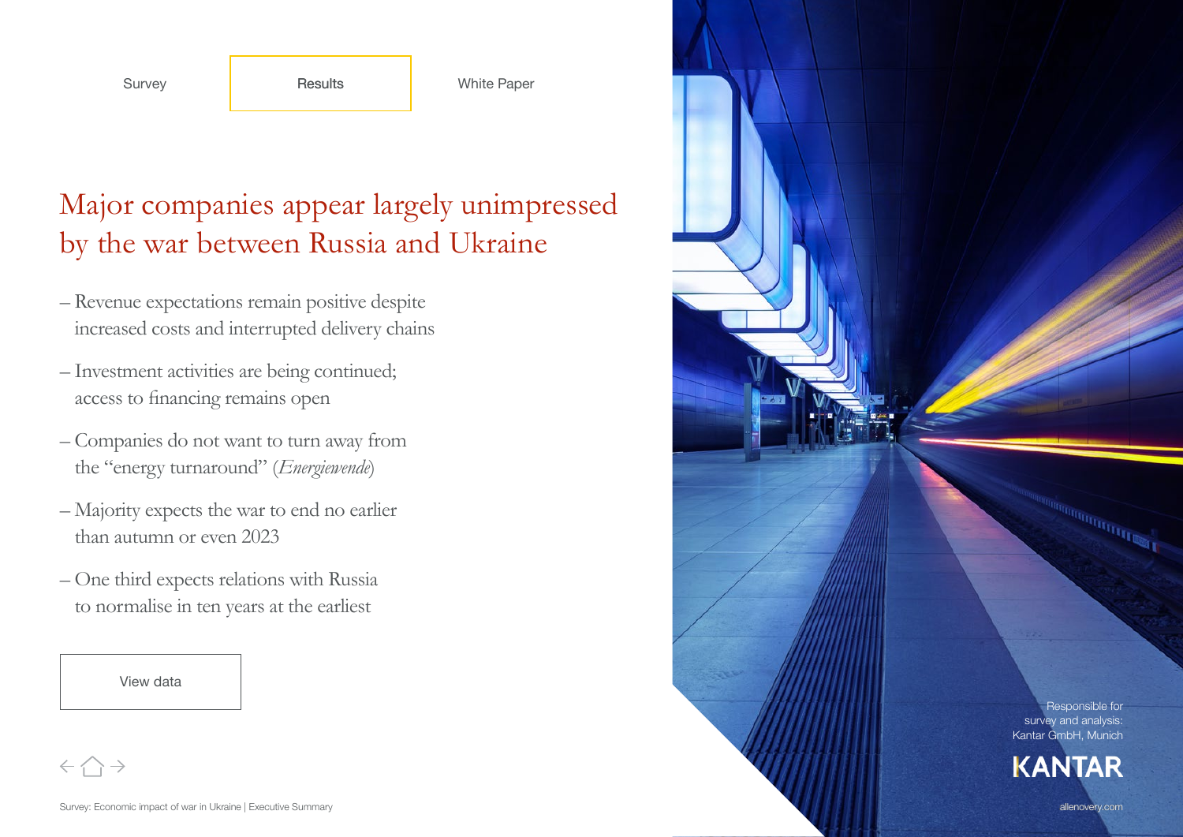Survey | Results | White Paper

# Major companies appear largely unimpressed by the war between Russia and Ukraine

– Revenue expectations remain positive despite increased costs and interrupted delivery chains

– Investment activities are being continued; access to financing remains open

– Companies do not want to turn away from the "energy turnaround" (*Energiewende*)

– Majority expects the war to end no earlier than autumn or even 2023

– One third expects relations with Russia to normalise in ten years at the earliest

View data

Responsible for survey and analysis: Kantar GmbH, Munich

KANTAR

allenovery.com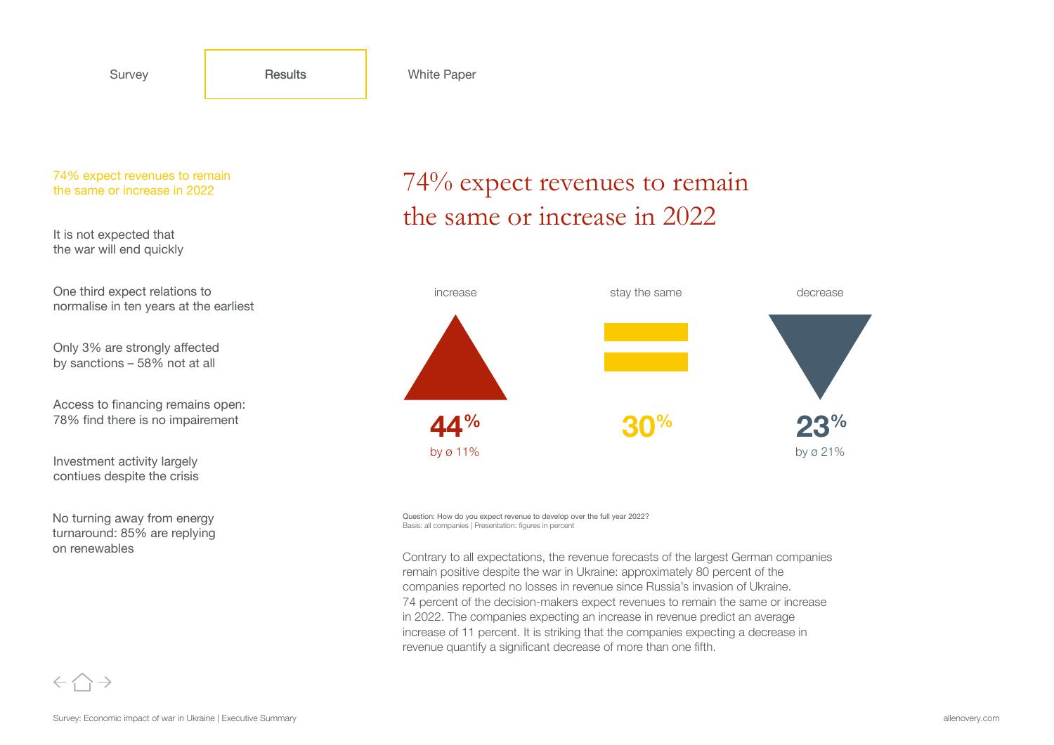Survey | Results | White Paper

- 74% expect revenues to remain the same or increase in 2022
- It is not expected that the war will end quickly
- One third expect relations to normalise in ten years at the earliest
- Only 3% are strongly affected by sanctions – 58% not at all
- Access to financing remains open: 78% find there is no impairement
- Investment activity largely contiues despite the crisis
- No turning away from energy turnaround: 85% are replying on renewables

# 74% expect revenues to remain the same or increase in 2022

| increase | stay the same | decrease |
|---|---|---|
| **44%** | **30%** | **23%** |
| by ø 11% | | by ø 21% |

Question: How do you expect revenue to develop over the full year 2022?
Basis: all companies | Presentation: figures in percent

Contrary to all expectations, the revenue forecasts of the largest German companies remain positive despite the war in Ukraine: approximately 80 percent of the companies reported no losses in revenue since Russia's invasion of Ukraine. 74 percent of the decision-makers expect revenues to remain the same or increase in 2022. The companies expecting an increase in revenue predict an average increase of 11 percent. It is striking that the companies expecting a decrease in revenue quantify a significant decrease of more than one fifth.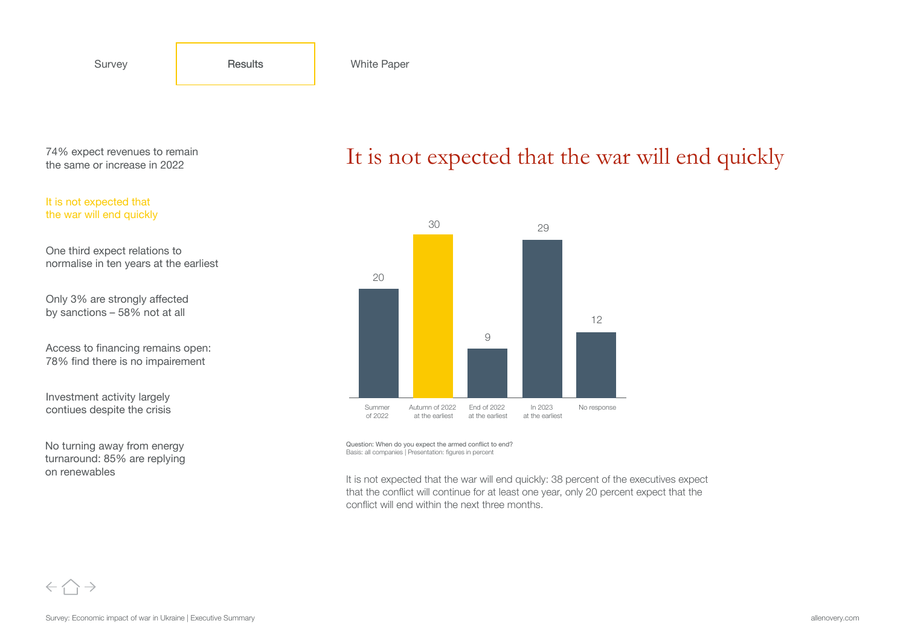Survey | **Results** | White Paper

74% expect revenues to remain the same or increase in 2022

It is not expected that the war will end quickly

One third expect relations to normalise in ten years at the earliest

Only 3% are strongly affected by sanctions – 58% not at all

Access to financing remains open: 78% find there is no impairement

Investment activity largely contiues despite the crisis

No turning away from energy turnaround: 85% are replying on renewables

# It is not expected that the war will end quickly

| Summer of 2022 | Autumn of 2022 at the earliest | End of 2022 at the earliest | In 2023 at the earliest | No response |
|---|---|---|---|---|
| 20 | 30 | 9 | 29 | 12 |

Question: When do you expect the armed conflict to end?
Basis: all companies | Presentation: figures in percent

It is not expected that the war will end quickly: 38 percent of the executives expect that the conflict will continue for at least one year, only 20 percent expect that the conflict will end within the next three months.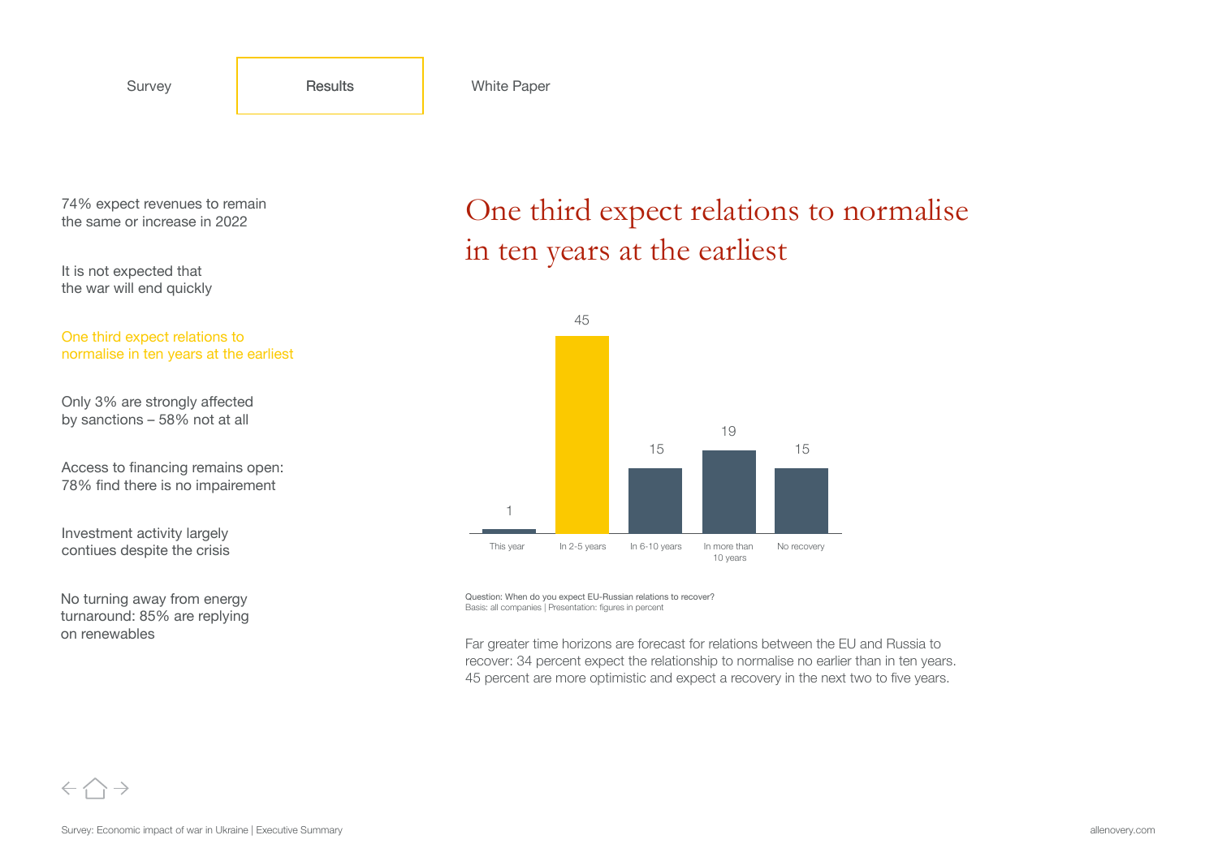Survey | Results | White Paper

- 74% expect revenues to remain the same or increase in 2022
- It is not expected that the war will end quickly
- One third expect relations to normalise in ten years at the earliest
- Only 3% are strongly affected by sanctions – 58% not at all
- Access to financing remains open: 78% find there is no impairement
- Investment activity largely contiues despite the crisis
- No turning away from energy turnaround: 85% are replying on renewables

# One third expect relations to normalise in ten years at the earliest

| This year | In 2-5 years | In 6-10 years | In more than 10 years | No recovery |
|---|---|---|---|---|
| 1 | 45 | 15 | 19 | 15 |

Question: When do you expect EU-Russian relations to recover?
Basis: all companies | Presentation: figures in percent

Far greater time horizons are forecast for relations between the EU and Russia to recover: 34 percent expect the relationship to normalise no earlier than in ten years. 45 percent are more optimistic and expect a recovery in the next two to five years.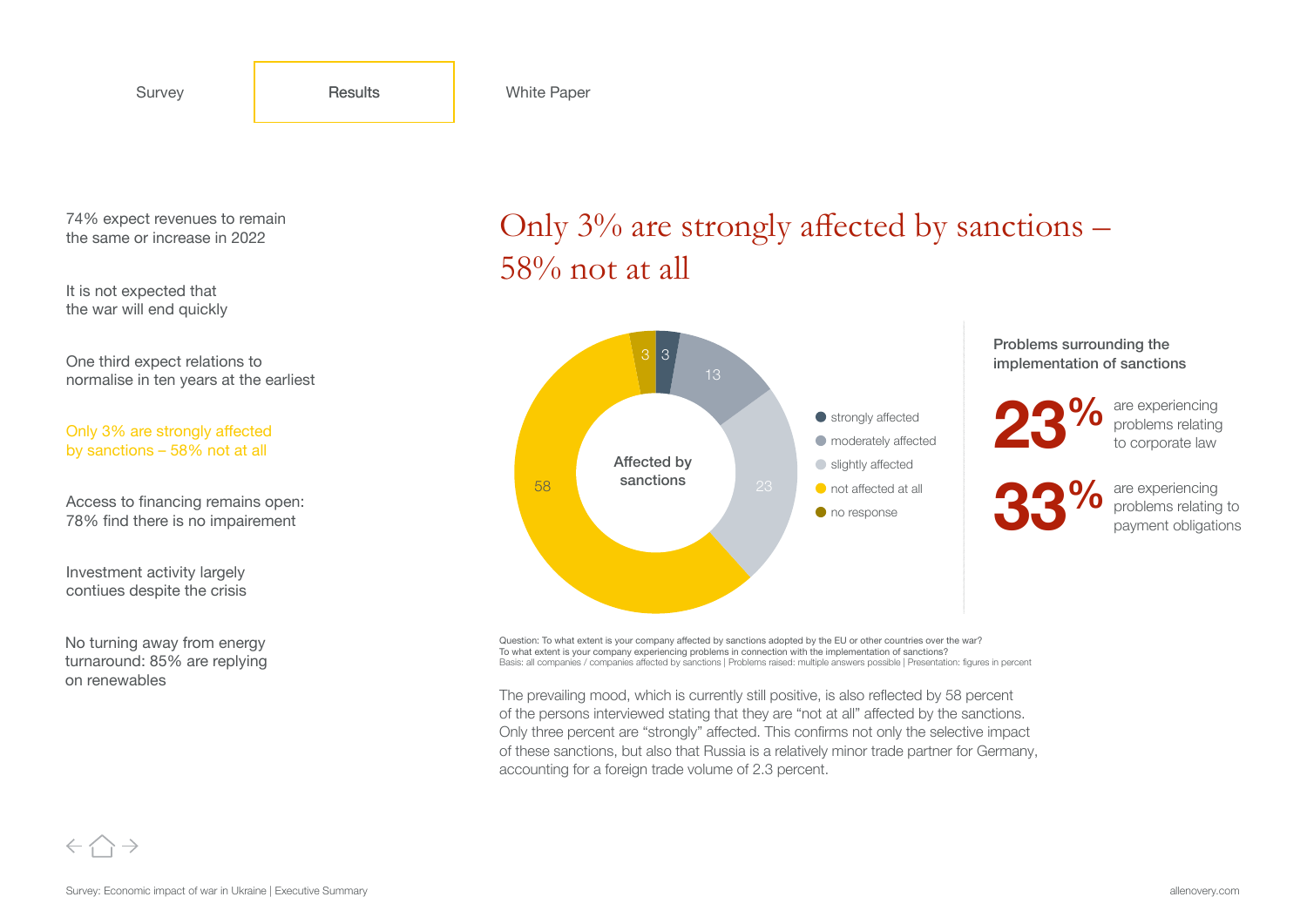Survey | **Results** | White Paper

74% expect revenues to remain the same or increase in 2022

It is not expected that the war will end quickly

One third expect relations to normalise in ten years at the earliest

Only 3% are strongly affected by sanctions – 58% not at all

Access to financing remains open: 78% find there is no impairement

Investment activity largely contiues despite the crisis

No turning away from energy turnaround: 85% are replying on renewables

# Only 3% are strongly affected by sanctions – 58% not at all

**Affected by sanctions**

| Category | Percent |
|---|---|
| strongly affected | 3 |
| moderately affected | 13 |
| slightly affected | 23 |
| not affected at all | 58 |
| no response | 3 |

**Problems surrounding the implementation of sanctions**

**23%** are experiencing problems relating to corporate law

**33%** are experiencing problems relating to payment obligations

Question: To what extent is your company affected by sanctions adopted by the EU or other countries over the war?
To what extent is your company experiencing problems in connection with the implementation of sanctions?
Basis: all companies / companies affected by sanctions | Problems raised: multiple answers possible | Presentation: figures in percent

The prevailing mood, which is currently still positive, is also reflected by 58 percent of the persons interviewed stating that they are "not at all" affected by the sanctions. Only three percent are "strongly" affected. This confirms not only the selective impact of these sanctions, but also that Russia is a relatively minor trade partner for Germany, accounting for a foreign trade volume of 2.3 percent.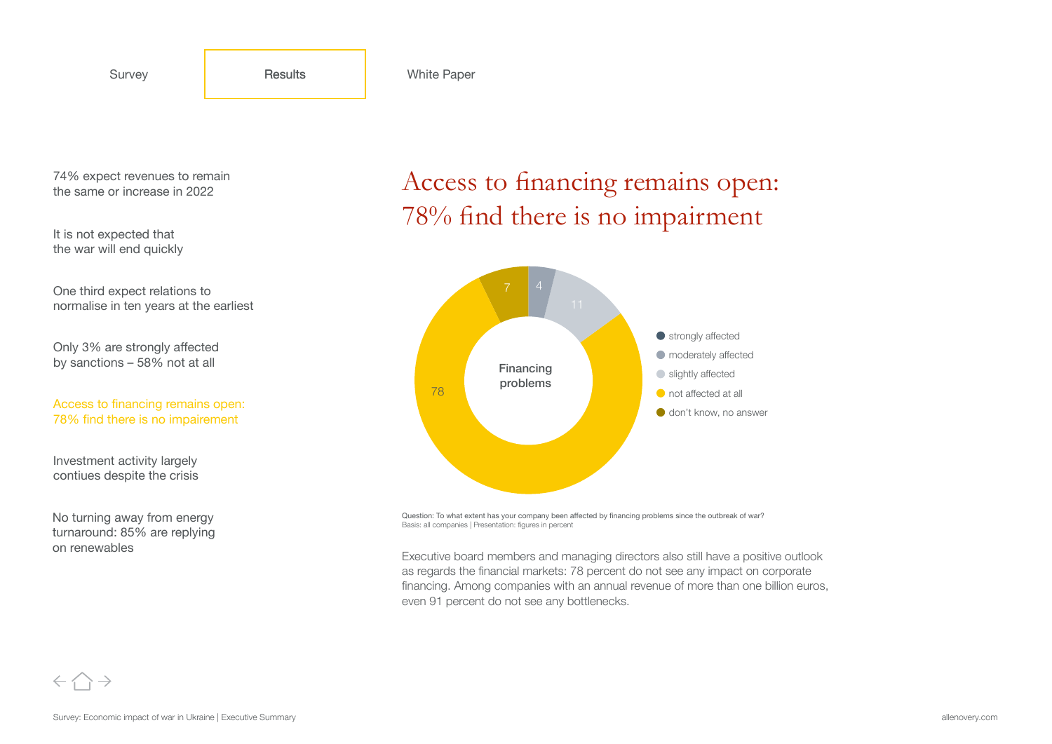Survey | **Results** | White Paper

- 74% expect revenues to remain the same or increase in 2022
- It is not expected that the war will end quickly
- One third expect relations to normalise in ten years at the earliest
- Only 3% are strongly affected by sanctions – 58% not at all
- Access to financing remains open: 78% find there is no impairement
- Investment activity largely contiues despite the crisis
- No turning away from energy turnaround: 85% are replying on renewables

# Access to financing remains open: 78% find there is no impairment

**Financing problems**

| Category | Percent |
| --- | --- |
| strongly affected | |
| moderately affected | 4 |
| slightly affected | 11 |
| not affected at all | 78 |
| don't know, no answer | 7 |

Question: To what extent has your company been affected by financing problems since the outbreak of war?
Basis: all companies | Presentation: figures in percent

Executive board members and managing directors also still have a positive outlook as regards the financial markets: 78 percent do not see any impact on corporate financing. Among companies with an annual revenue of more than one billion euros, even 91 percent do not see any bottlenecks.

Survey: Economic impact of war in Ukraine | Executive Summary

allenovery.com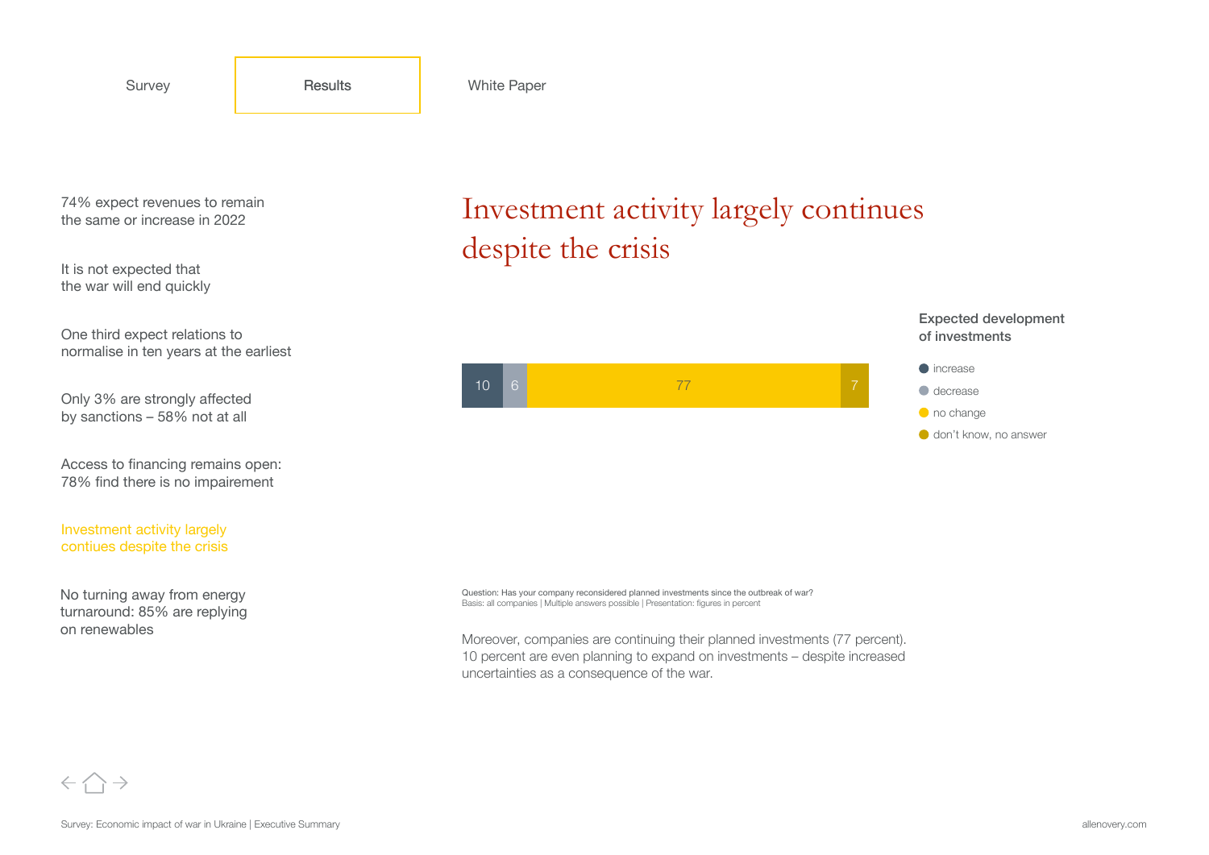Survey | Results | White Paper

74% expect revenues to remain the same or increase in 2022

It is not expected that the war will end quickly

One third expect relations to normalise in ten years at the earliest

Only 3% are strongly affected by sanctions – 58% not at all

Access to financing remains open: 78% find there is no impairement

Investment activity largely contiues despite the crisis

No turning away from energy turnaround: 85% are replying on renewables

# Investment activity largely continues despite the crisis

**Expected development of investments**

| increase | decrease | no change | don't know, no answer |
|---|---|---|---|
| 10 | 6 | 77 | 7 |

Question: Has your company reconsidered planned investments since the outbreak of war?
Basis: all companies | Multiple answers possible | Presentation: figures in percent

Moreover, companies are continuing their planned investments (77 percent). 10 percent are even planning to expand on investments – despite increased uncertainties as a consequence of the war.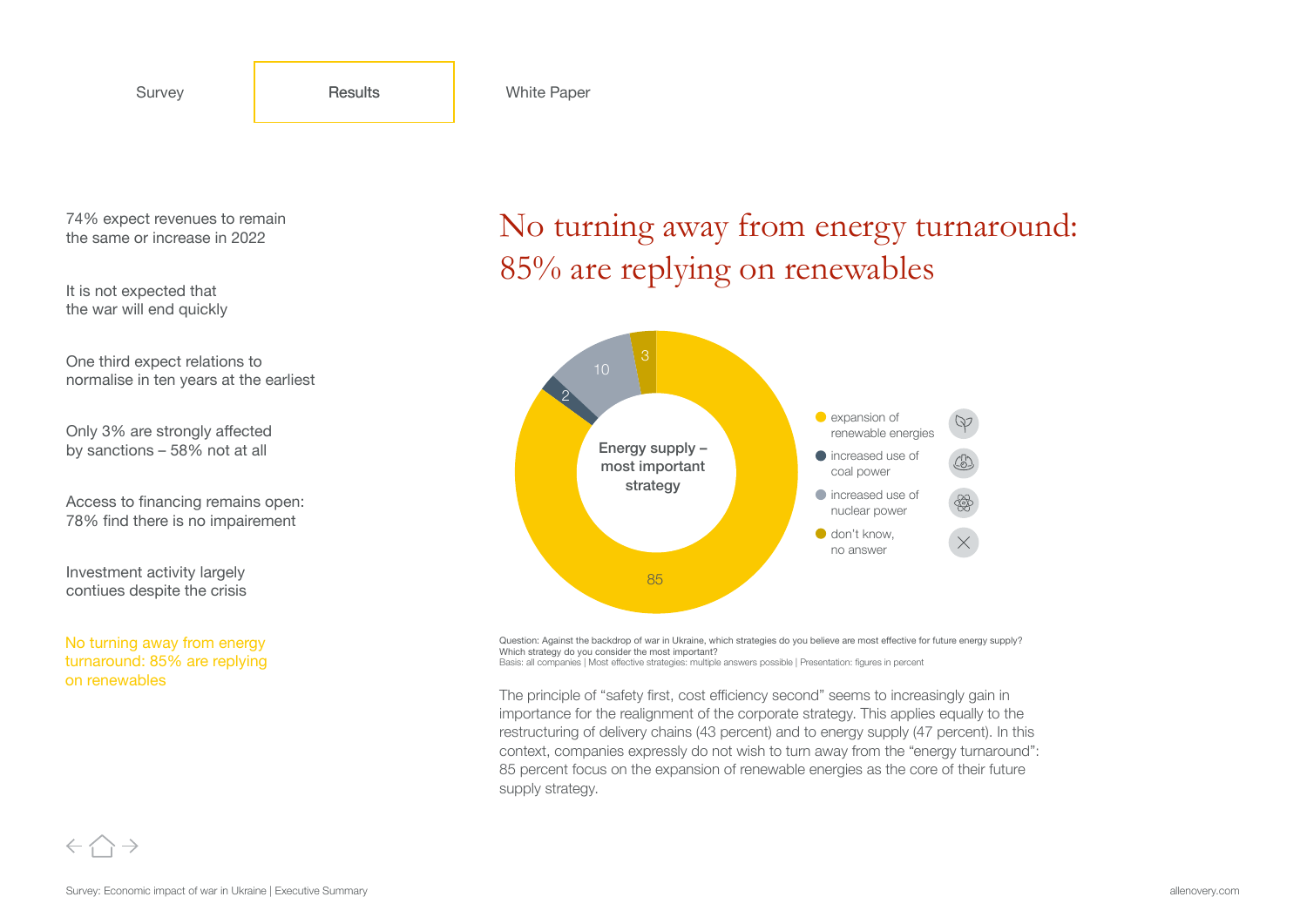Survey | Results | White Paper

74% expect revenues to remain the same or increase in 2022

It is not expected that the war will end quickly

One third expect relations to normalise in ten years at the earliest

Only 3% are strongly affected by sanctions – 58% not at all

Access to financing remains open: 78% find there is no impairement

Investment activity largely contiues despite the crisis

No turning away from energy turnaround: 85% are replying on renewables

# No turning away from energy turnaround: 85% are replying on renewables

**Energy supply – most important strategy**

| Strategy | Percent |
| --- | --- |
| expansion of renewable energies | 85 |
| increased use of coal power | 2 |
| increased use of nuclear power | 10 |
| don't know, no answer | 3 |

Question: Against the backdrop of war in Ukraine, which strategies do you believe are most effective for future energy supply? Which strategy do you consider the most important?
Basis: all companies | Most effective strategies: multiple answers possible | Presentation: figures in percent

The principle of "safety first, cost efficiency second" seems to increasingly gain in importance for the realignment of the corporate strategy. This applies equally to the restructuring of delivery chains (43 percent) and to energy supply (47 percent). In this context, companies expressly do not wish to turn away from the "energy turnaround": 85 percent focus on the expansion of renewable energies as the core of their future supply strategy.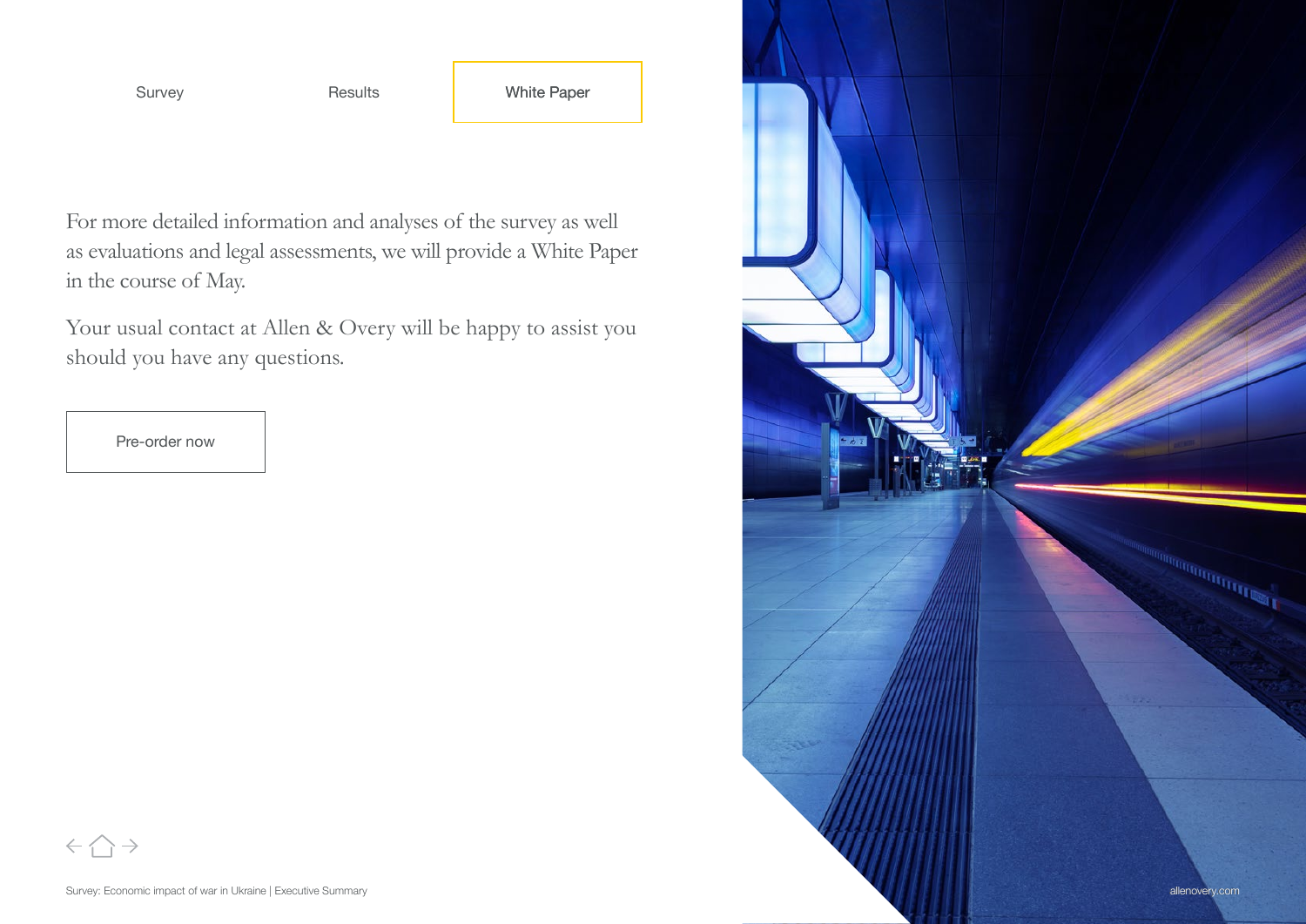Survey | Results | White Paper

For more detailed information and analyses of the survey as well as evaluations and legal assessments, we will provide a White Paper in the course of May.

Your usual contact at Allen & Overy will be happy to assist you should you have any questions.

Pre-order now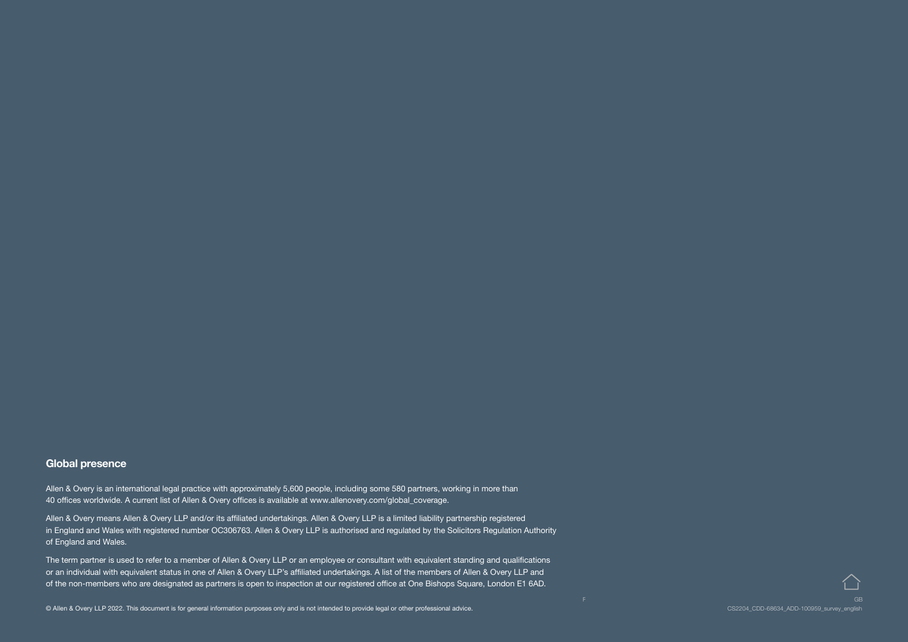## Global presence

Allen & Overy is an international legal practice with approximately 5,600 people, including some 580 partners, working in more than 40 offices worldwide. A current list of Allen & Overy offices is available at www.allenovery.com/global_coverage.

Allen & Overy means Allen & Overy LLP and/or its affiliated undertakings. Allen & Overy LLP is a limited liability partnership registered in England and Wales with registered number OC306763. Allen & Overy LLP is authorised and regulated by the Solicitors Regulation Authority of England and Wales.

The term partner is used to refer to a member of Allen & Overy LLP or an employee or consultant with equivalent standing and qualifications or an individual with equivalent status in one of Allen & Overy LLP's affiliated undertakings. A list of the members of Allen & Overy LLP and of the non-members who are designated as partners is open to inspection at our registered office at One Bishops Square, London E1 6AD.

© Allen & Overy LLP 2022. This document is for general information purposes only and is not intended to provide legal or other professional advice.

F

GB

CS2204_CDD-68634_ADD-100959_survey_english